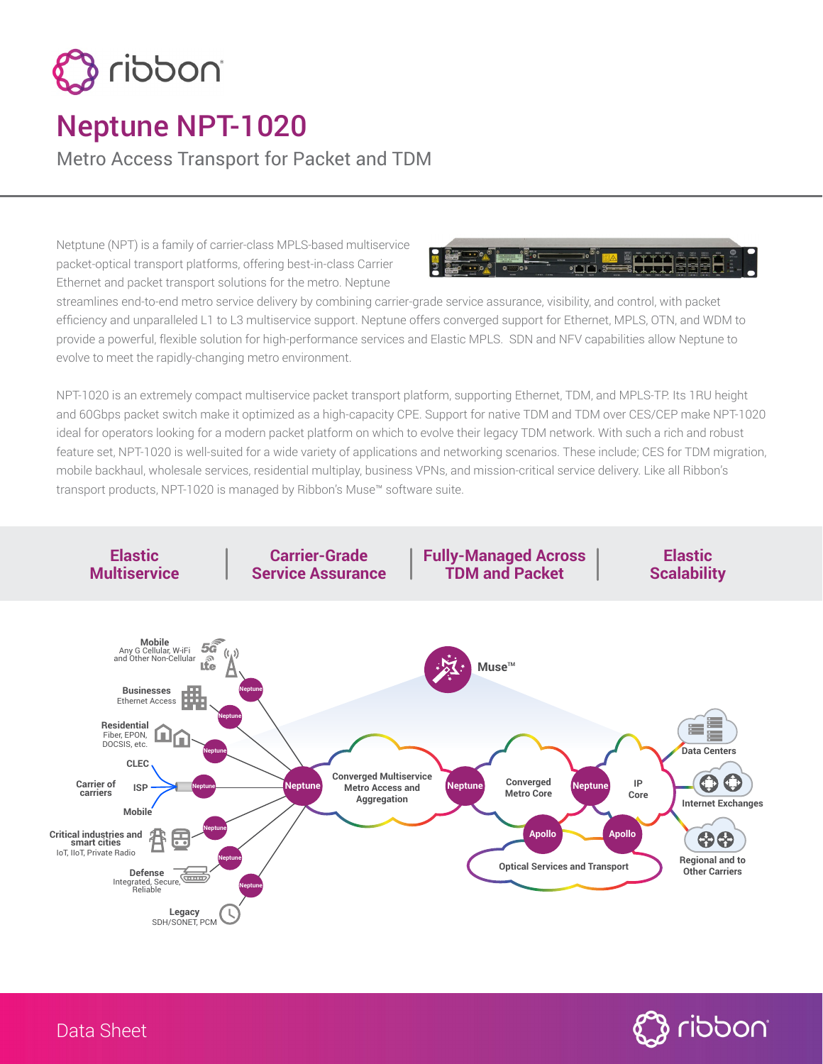# Neptune NPT-1020

Metro Access Transport for Packet and TDM

Netptune (NPT) is a family of carrier-class MPLS-based multiservice packet-optical transport platforms, offering best-in-class Carrier Ethernet and packet transport solutions for the metro. Neptune streamlines end-to-end metro service delivery by combining carrier-grade service assurance, visibility, and control, with packet efficiency and unparalleled L1 to L3 multiservice support. Neptune offers converged support for Ethernet, MPLS, OTN, and WDM to provide a powerful, flexible solution for high-performance services and Elastic MPLS. SDN and NFV capabilities allow Neptune to evolve to meet the rapidly-changing metro environment.

NPT-1020 is an extremely compact multiservice packet transport platform, supporting Ethernet, TDM, and MPLS-TP. Its 1RU height and 60Gbps packet switch make it optimized as a high-capacity CPE. Support for native TDM and TDM over CES/CEP make NPT-1020 ideal for operators looking for a modern packet platform on which to evolve their legacy TDM network. With such a rich and robust feature set, NPT-1020 is well-suited for a wide variety of applications and networking scenarios. These include; CES for TDM migration, mobile backhaul, wholesale services, residential multiplay, business VPNs, and mission-critical service delivery. Like all Ribbon's transport products, NPT-1020 is managed by Ribbon's Muse™ software suite.

**Elastic Multiservice** | **Carrier-Grade Service Assurance** | **Fully-Managed Across TDM and Packet** | **Elastic Scalability**

Mobile
Any G Cellular, W-iFi and Other Non-Cellular
Businesses
Ethernet Access
Residential
Fiber, EPON, DOCSIS, etc.
Carrier of carriers
CLEC
ISP
Mobile
Critical industries and smart cities
IoT, IIoT, Private Radio
Defense
Integrated, Secure, Reliable
Legacy
SDH/SONET, PCM
Muse™
Neptune
Converged Multiservice Metro Access and Aggregation
Converged Metro Core
IP Core
Apollo
Optical Services and Transport
Data Centers
Internet Exchanges
Regional and to Other Carriers

Data Sheet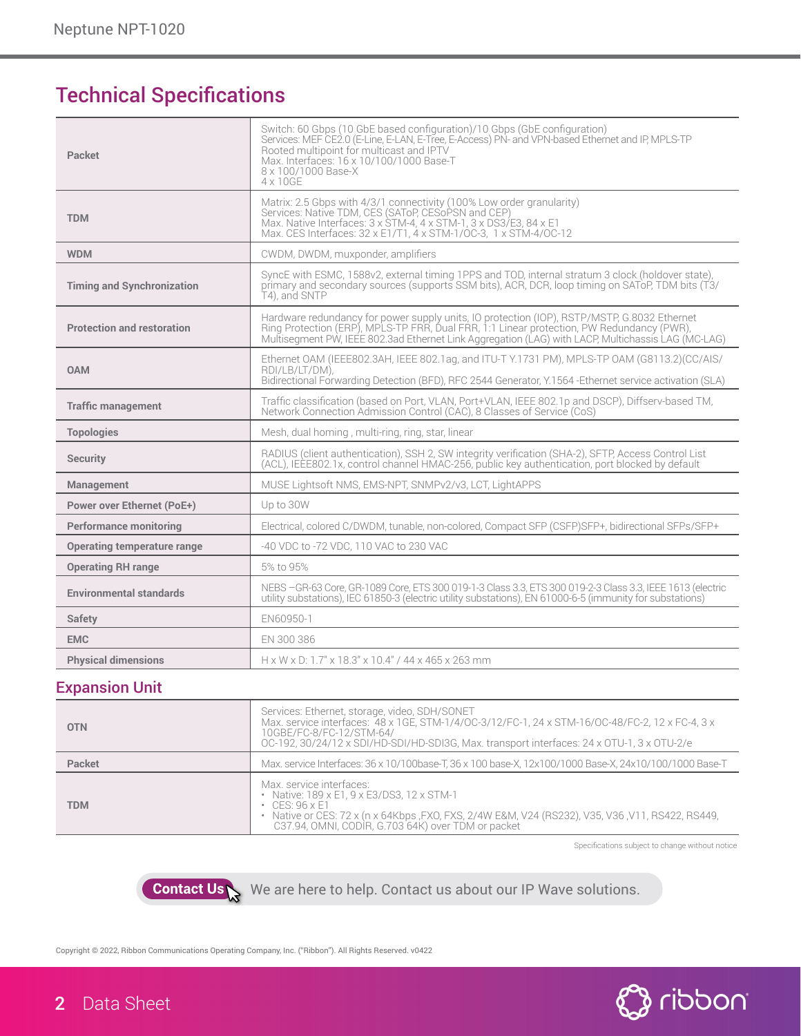## Technical Specifications

| | |
|---|---|
| **Packet** | Switch: 60 Gbps (10 GbE based configuration)/10 Gbps (GbE configuration)<br>Services: MEF CE2.0 (E-Line, E-LAN, E-Tree, E-Access) PN- and VPN-based Ethernet and IP, MPLS-TP Rooted multipoint for multicast and IPTV<br>Max. Interfaces: 16 x 10/100/1000 Base-T<br>8 x 100/1000 Base-X<br>4 x 10GE |
| **TDM** | Matrix: 2.5 Gbps with 4/3/1 connectivity (100% Low order granularity)<br>Services: Native TDM, CES (SAToP, CESoPSN and CEP)<br>Max. Native Interfaces: 3 x STM-4, 4 x STM-1, 3 x DS3/E3, 84 x E1<br>Max. CES Interfaces: 32 x E1/T1, 4 x STM-1/OC-3, 1 x STM-4/OC-12 |
| **WDM** | CWDM, DWDM, muxponder, amplifiers |
| **Timing and Synchronization** | SyncE with ESMC, 1588v2, external timing 1PPS and TOD, internal stratum 3 clock (holdover state), primary and secondary sources (supports SSM bits), ACR, DCR, loop timing on SAToP, TDM bits (T3/T4), and SNTP |
| **Protection and restoration** | Hardware redundancy for power supply units, IO protection (IOP), RSTP/MSTP, G.8032 Ethernet Ring Protection (ERP), MPLS-TP FRR, Dual FRR, 1:1 Linear protection, PW Redundancy (PWR), Multisegment PW, IEEE 802.3ad Ethernet Link Aggregation (LAG) with LACP, Multichassis LAG (MC-LAG) |
| **OAM** | Ethernet OAM (IEEE802.3AH, IEEE 802.1ag, and ITU-T Y.1731 PM), MPLS-TP OAM (G8113.2)(CC/AIS/RDI/LB/LT/DM),<br>Bidirectional Forwarding Detection (BFD), RFC 2544 Generator, Y.1564 -Ethernet service activation (SLA) |
| **Traffic management** | Traffic classification (based on Port, VLAN, Port+VLAN, IEEE 802.1p and DSCP), Diffserv-based TM, Network Connection Admission Control (CAC), 8 Classes of Service (CoS) |
| **Topologies** | Mesh, dual homing , multi-ring, ring, star, linear |
| **Security** | RADIUS (client authentication), SSH 2, SW integrity verification (SHA-2), SFTP, Access Control List (ACL), IEEE802.1x, control channel HMAC-256, public key authentication, port blocked by default |
| **Management** | MUSE Lightsoft NMS, EMS-NPT, SNMPv2/v3, LCT, LightAPPS |
| **Power over Ethernet (PoE+)** | Up to 30W |
| **Performance monitoring** | Electrical, colored C/DWDM, tunable, non-colored, Compact SFP (CSFP)SFP+, bidirectional SFPs/SFP+ |
| **Operating temperature range** | -40 VDC to -72 VDC, 110 VAC to 230 VAC |
| **Operating RH range** | 5% to 95% |
| **Environmental standards** | NEBS –GR-63 Core, GR-1089 Core, ETS 300 019-1-3 Class 3.3, ETS 300 019-2-3 Class 3.3, IEEE 1613 (electric utility substations), IEC 61850-3 (electric utility substations), EN 61000-6-5 (immunity for substations) |
| **Safety** | EN60950-1 |
| **EMC** | EN 300 386 |
| **Physical dimensions** | H x W x D: 1.7" x 18.3" x 10.4" / 44 x 465 x 263 mm |

## Expansion Unit

| | |
|---|---|
| **OTN** | Services: Ethernet, storage, video, SDH/SONET<br>Max. service interfaces: 48 x 1GE, STM-1/4/OC-3/12/FC-1, 24 x STM-16/OC-48/FC-2, 12 x FC-4, 3 x 10GBE/FC-8/FC-12/STM-64/<br>OC-192, 30/24/12 x SDI/HD-SDI/HD-SDI3G, Max. transport interfaces: 24 x OTU-1, 3 x OTU-2/e |
| **Packet** | Max. service Interfaces: 36 x 10/100base-T, 36 x 100 base-X, 12x100/1000 Base-X, 24x10/100/1000 Base-T |
| **TDM** | Max. service interfaces:<br>• Native: 189 x E1, 9 x E3/DS3, 12 x STM-1<br>• CES: 96 x E1<br>• Native or CES: 72 x (n x 64Kbps ,FXO, FXS, 2/4W E&M, V24 (RS232), V35, V36 ,V11, RS422, RS449, C37.94, OMNI, CODIR, G.703 64K) over TDM or packet |

Specifications subject to change without notice

**Contact Us** We are here to help. Contact us about our IP Wave solutions.

Copyright © 2022, Ribbon Communications Operating Company, Inc. ("Ribbon"). All Rights Reserved. v0422